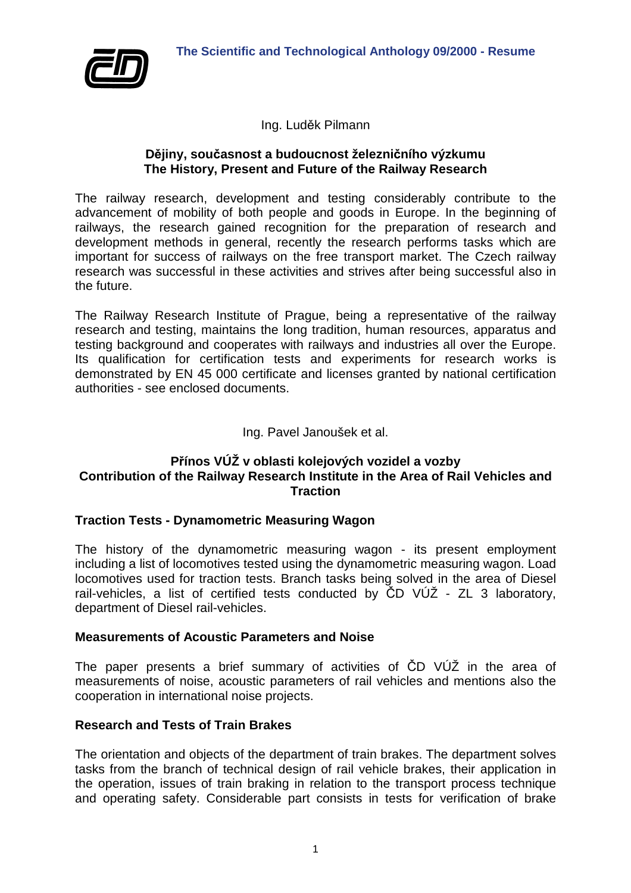Ing. Luděk Pilmann

## Dějiny, současnost a budoucnost železničního výzkumu
## The History, Present and Future of the Railway Research

The railway research, development and testing considerably contribute to the advancement of mobility of both people and goods in Europe. In the beginning of railways, the research gained recognition for the preparation of research and development methods in general, recently the research performs tasks which are important for success of railways on the free transport market. The Czech railway research was successful in these activities and strives after being successful also in the future.

The Railway Research Institute of Prague, being a representative of the railway research and testing, maintains the long tradition, human resources, apparatus and testing background and cooperates with railways and industries all over the Europe. Its qualification for certification tests and experiments for research works is demonstrated by EN 45 000 certificate and licenses granted by national certification authorities - see enclosed documents.

Ing. Pavel Janoušek et al.

## Přínos VÚŽ v oblasti kolejových vozidel a vozby
## Contribution of the Railway Research Institute in the Area of Rail Vehicles and Traction

### Traction Tests - Dynamometric Measuring Wagon

The history of the dynamometric measuring wagon - its present employment including a list of locomotives tested using the dynamometric measuring wagon. Load locomotives used for traction tests. Branch tasks being solved in the area of Diesel rail-vehicles, a list of certified tests conducted by ČD VÚŽ - ZL 3 laboratory, department of Diesel rail-vehicles.

### Measurements of Acoustic Parameters and Noise

The paper presents a brief summary of activities of ČD VÚŽ in the area of measurements of noise, acoustic parameters of rail vehicles and mentions also the cooperation in international noise projects.

### Research and Tests of Train Brakes

The orientation and objects of the department of train brakes. The department solves tasks from the branch of technical design of rail vehicle brakes, their application in the operation, issues of train braking in relation to the transport process technique and operating safety. Considerable part consists in tests for verification of brake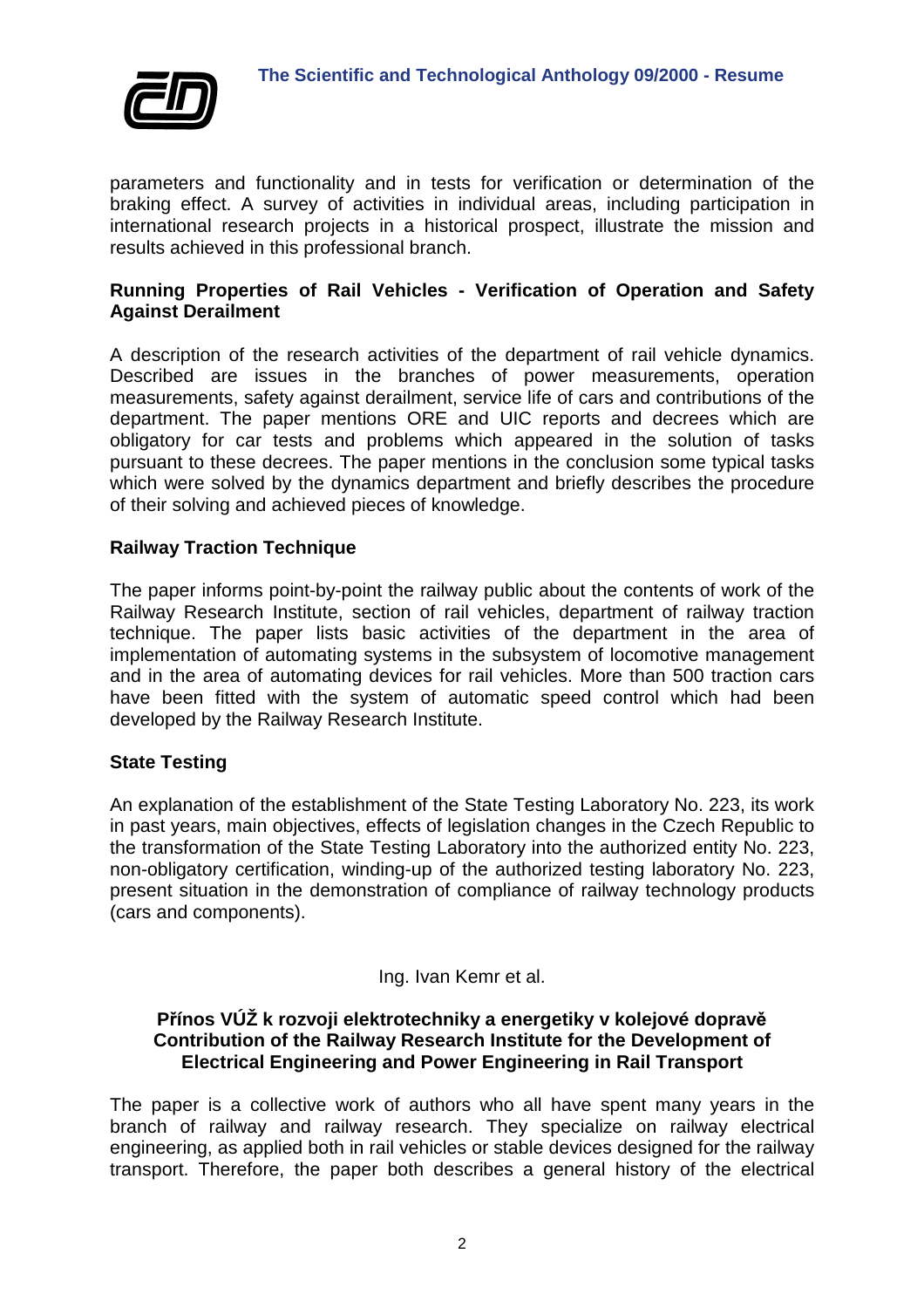parameters and functionality and in tests for verification or determination of the braking effect. A survey of activities in individual areas, including participation in international research projects in a historical prospect, illustrate the mission and results achieved in this professional branch.

**Running Properties of Rail Vehicles - Verification of Operation and Safety Against Derailment**

A description of the research activities of the department of rail vehicle dynamics. Described are issues in the branches of power measurements, operation measurements, safety against derailment, service life of cars and contributions of the department. The paper mentions ORE and UIC reports and decrees which are obligatory for car tests and problems which appeared in the solution of tasks pursuant to these decrees. The paper mentions in the conclusion some typical tasks which were solved by the dynamics department and briefly describes the procedure of their solving and achieved pieces of knowledge.

**Railway Traction Technique**

The paper informs point-by-point the railway public about the contents of work of the Railway Research Institute, section of rail vehicles, department of railway traction technique. The paper lists basic activities of the department in the area of implementation of automating systems in the subsystem of locomotive management and in the area of automating devices for rail vehicles. More than 500 traction cars have been fitted with the system of automatic speed control which had been developed by the Railway Research Institute.

**State Testing**

An explanation of the establishment of the State Testing Laboratory No. 223, its work in past years, main objectives, effects of legislation changes in the Czech Republic to the transformation of the State Testing Laboratory into the authorized entity No. 223, non-obligatory certification, winding-up of the authorized testing laboratory No. 223, present situation in the demonstration of compliance of railway technology products (cars and components).

Ing. Ivan Kemr et al.

**Přínos VÚŽ k rozvoji elektrotechniky a energetiky v kolejové dopravě**
**Contribution of the Railway Research Institute for the Development of Electrical Engineering and Power Engineering in Rail Transport**

The paper is a collective work of authors who all have spent many years in the branch of railway and railway research. They specialize on railway electrical engineering, as applied both in rail vehicles or stable devices designed for the railway transport. Therefore, the paper both describes a general history of the electrical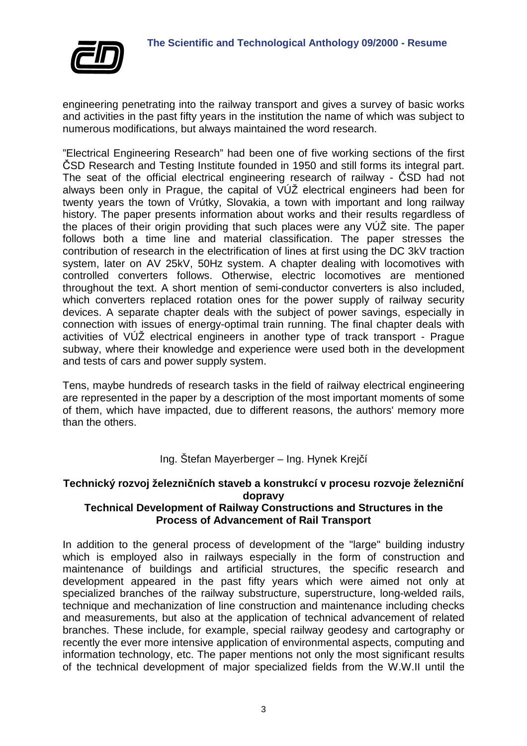engineering penetrating into the railway transport and gives a survey of basic works and activities in the past fifty years in the institution the name of which was subject to numerous modifications, but always maintained the word research.

”Electrical Engineering Research” had been one of five working sections of the first ČSD Research and Testing Institute founded in 1950 and still forms its integral part. The seat of the official electrical engineering research of railway - ČSD had not always been only in Prague, the capital of VÚŽ electrical engineers had been for twenty years the town of Vrútky, Slovakia, a town with important and long railway history. The paper presents information about works and their results regardless of the places of their origin providing that such places were any VÚŽ site. The paper follows both a time line and material classification. The paper stresses the contribution of research in the electrification of lines at first using the DC 3kV traction system, later on AV 25kV, 50Hz system. A chapter dealing with locomotives with controlled converters follows. Otherwise, electric locomotives are mentioned throughout the text. A short mention of semi-conductor converters is also included, which converters replaced rotation ones for the power supply of railway security devices. A separate chapter deals with the subject of power savings, especially in connection with issues of energy-optimal train running. The final chapter deals with activities of VÚŽ electrical engineers in another type of track transport - Prague subway, where their knowledge and experience were used both in the development and tests of cars and power supply system.

Tens, maybe hundreds of research tasks in the field of railway electrical engineering are represented in the paper by a description of the most important moments of some of them, which have impacted, due to different reasons, the authors' memory more than the others.

Ing. Štefan Mayerberger – Ing. Hynek Krejčí

**Technický rozvoj železničních staveb a konstrukcí v procesu rozvoje železniční dopravy**
**Technical Development of Railway Constructions and Structures in the Process of Advancement of Rail Transport**

In addition to the general process of development of the "large" building industry which is employed also in railways especially in the form of construction and maintenance of buildings and artificial structures, the specific research and development appeared in the past fifty years which were aimed not only at specialized branches of the railway substructure, superstructure, long-welded rails, technique and mechanization of line construction and maintenance including checks and measurements, but also at the application of technical advancement of related branches. These include, for example, special railway geodesy and cartography or recently the ever more intensive application of environmental aspects, computing and information technology, etc. The paper mentions not only the most significant results of the technical development of major specialized fields from the W.W.II until the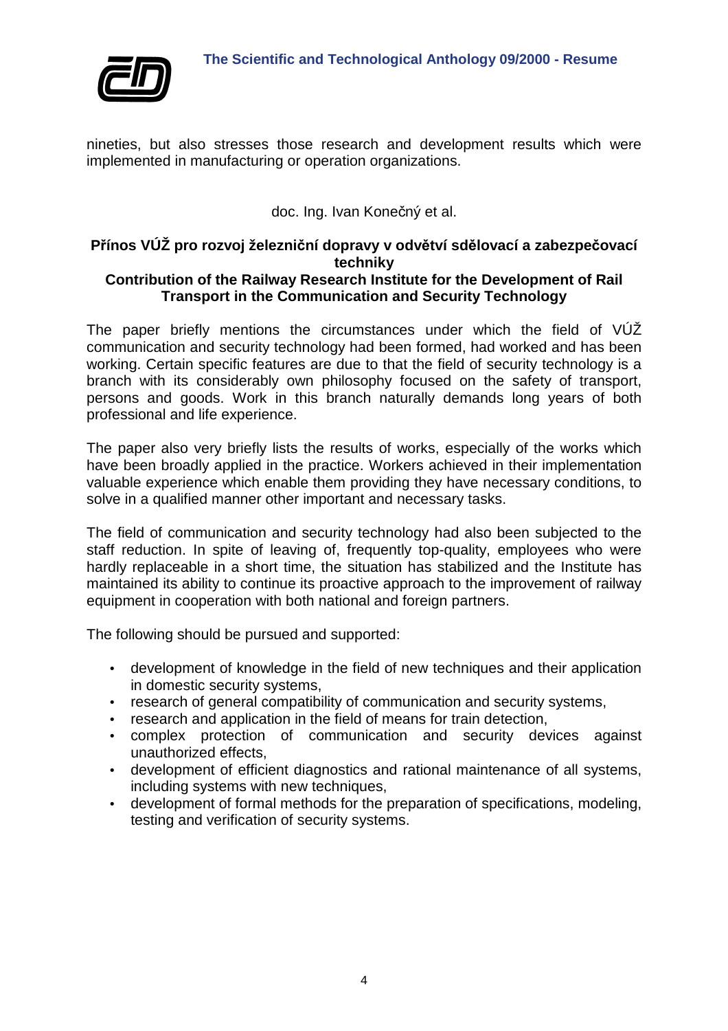nineties, but also stresses those research and development results which were implemented in manufacturing or operation organizations.

doc. Ing. Ivan Konečný et al.

**Přínos VÚŽ pro rozvoj železniční dopravy v odvětví sdělovací a zabezpečovací techniky**

**Contribution of the Railway Research Institute for the Development of Rail Transport in the Communication and Security Technology**

The paper briefly mentions the circumstances under which the field of VÚŽ communication and security technology had been formed, had worked and has been working. Certain specific features are due to that the field of security technology is a branch with its considerably own philosophy focused on the safety of transport, persons and goods. Work in this branch naturally demands long years of both professional and life experience.

The paper also very briefly lists the results of works, especially of the works which have been broadly applied in the practice. Workers achieved in their implementation valuable experience which enable them providing they have necessary conditions, to solve in a qualified manner other important and necessary tasks.

The field of communication and security technology had also been subjected to the staff reduction. In spite of leaving of, frequently top-quality, employees who were hardly replaceable in a short time, the situation has stabilized and the Institute has maintained its ability to continue its proactive approach to the improvement of railway equipment in cooperation with both national and foreign partners.

The following should be pursued and supported:

- development of knowledge in the field of new techniques and their application in domestic security systems,
- research of general compatibility of communication and security systems,
- research and application in the field of means for train detection,
- complex protection of communication and security devices against unauthorized effects,
- development of efficient diagnostics and rational maintenance of all systems, including systems with new techniques,
- development of formal methods for the preparation of specifications, modeling, testing and verification of security systems.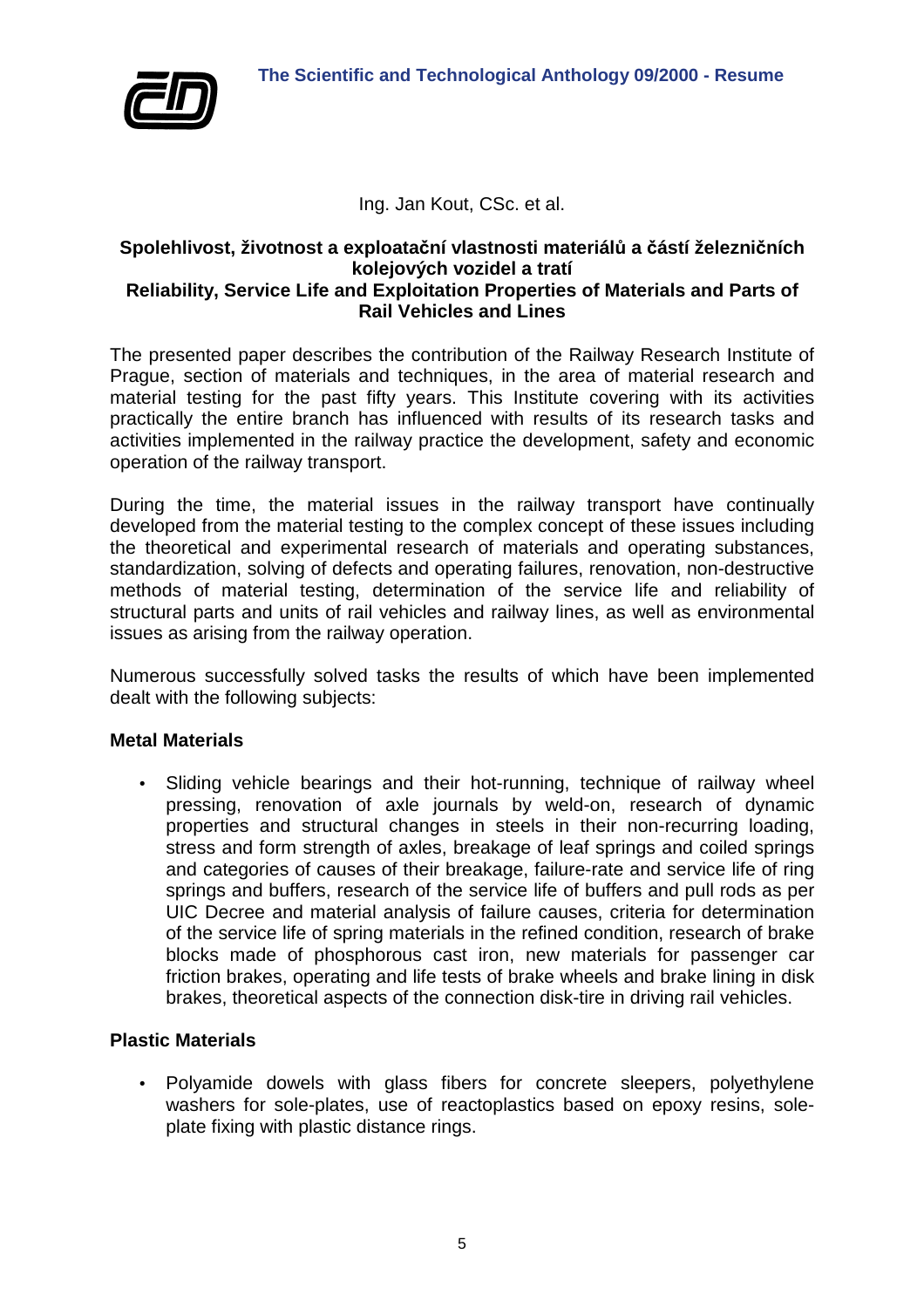Ing. Jan Kout, CSc. et al.

## Spolehlivost, životnost a exploatační vlastnosti materiálů a částí železničních kolejových vozidel a tratí
## Reliability, Service Life and Exploitation Properties of Materials and Parts of Rail Vehicles and Lines

The presented paper describes the contribution of the Railway Research Institute of Prague, section of materials and techniques, in the area of material research and material testing for the past fifty years. This Institute covering with its activities practically the entire branch has influenced with results of its research tasks and activities implemented in the railway practice the development, safety and economic operation of the railway transport.

During the time, the material issues in the railway transport have continually developed from the material testing to the complex concept of these issues including the theoretical and experimental research of materials and operating substances, standardization, solving of defects and operating failures, renovation, non-destructive methods of material testing, determination of the service life and reliability of structural parts and units of rail vehicles and railway lines, as well as environmental issues as arising from the railway operation.

Numerous successfully solved tasks the results of which have been implemented dealt with the following subjects:

**Metal Materials**

- Sliding vehicle bearings and their hot-running, technique of railway wheel pressing, renovation of axle journals by weld-on, research of dynamic properties and structural changes in steels in their non-recurring loading, stress and form strength of axles, breakage of leaf springs and coiled springs and categories of causes of their breakage, failure-rate and service life of ring springs and buffers, research of the service life of buffers and pull rods as per UIC Decree and material analysis of failure causes, criteria for determination of the service life of spring materials in the refined condition, research of brake blocks made of phosphorous cast iron, new materials for passenger car friction brakes, operating and life tests of brake wheels and brake lining in disk brakes, theoretical aspects of the connection disk-tire in driving rail vehicles.

**Plastic Materials**

- Polyamide dowels with glass fibers for concrete sleepers, polyethylene washers for sole-plates, use of reactoplastics based on epoxy resins, sole-plate fixing with plastic distance rings.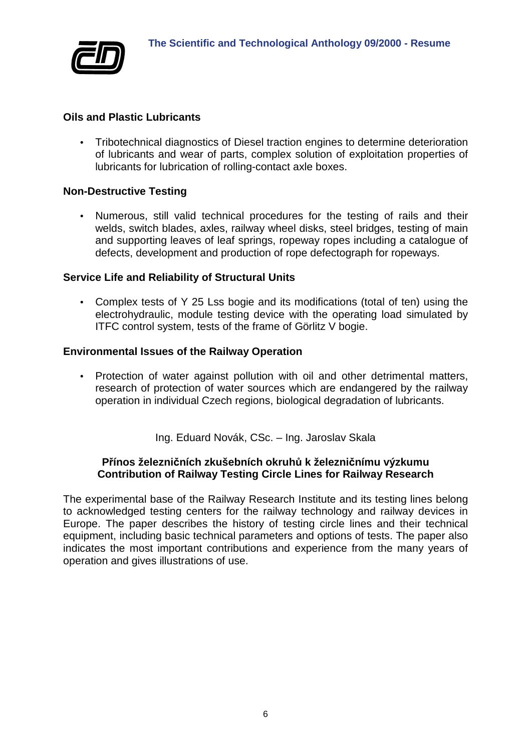**Oils and Plastic Lubricants**

- Tribotechnical diagnostics of Diesel traction engines to determine deterioration of lubricants and wear of parts, complex solution of exploitation properties of lubricants for lubrication of rolling-contact axle boxes.

**Non-Destructive Testing**

- Numerous, still valid technical procedures for the testing of rails and their welds, switch blades, axles, railway wheel disks, steel bridges, testing of main and supporting leaves of leaf springs, ropeway ropes including a catalogue of defects, development and production of rope defectograph for ropeways.

**Service Life and Reliability of Structural Units**

- Complex tests of Y 25 Lss bogie and its modifications (total of ten) using the electrohydraulic, module testing device with the operating load simulated by ITFC control system, tests of the frame of Görlitz V bogie.

**Environmental Issues of the Railway Operation**

- Protection of water against pollution with oil and other detrimental matters, research of protection of water sources which are endangered by the railway operation in individual Czech regions, biological degradation of lubricants.

Ing. Eduard Novák, CSc. – Ing. Jaroslav Skala

**Přínos železničních zkušebních okruhů k železničnímu výzkumu**
**Contribution of Railway Testing Circle Lines for Railway Research**

The experimental base of the Railway Research Institute and its testing lines belong to acknowledged testing centers for the railway technology and railway devices in Europe. The paper describes the history of testing circle lines and their technical equipment, including basic technical parameters and options of tests. The paper also indicates the most important contributions and experience from the many years of operation and gives illustrations of use.